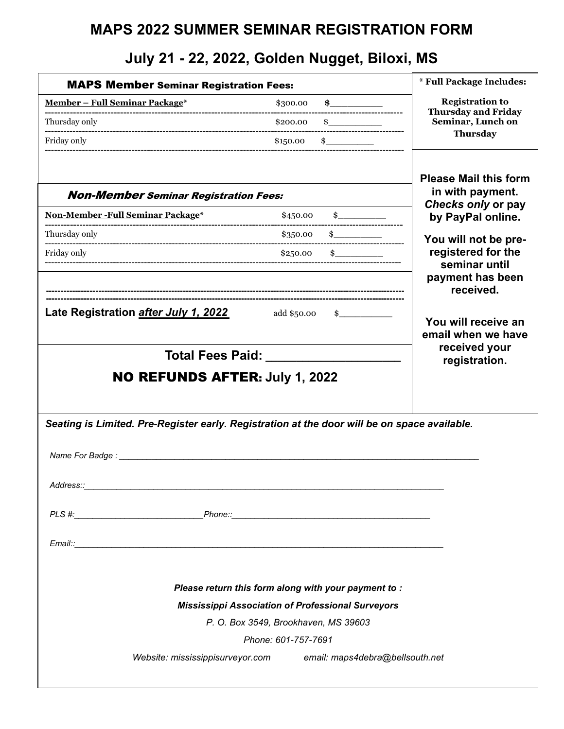# MAPS 2022 SUMMER SEMINAR REGISTRATION FORM

## July 21 - 22, 2022, Golden Nugget, Biloxi, MS

### MAPS Member Seminar Registration Fees:

| | | |
|---|---|---|
| **Member – Full Seminar Package*** | $300.00 | $__________ |
| Thursday only | $200.00 | $__________ |
| Friday only | $150.00 | $__________ |

### *Non-Member Seminar Registration Fees:*

| | | |
|---|---|---|
| **Non-Member -Full Seminar Package*** | $450.00 | $__________ |
| Thursday only | $350.00 | $__________ |
| Friday only | $250.00 | $__________ |

**Late Registration *after July 1, 2022*** add $50.00 $__________

**Total Fees Paid: ____________________**

**NO REFUNDS AFTER: July 1, 2022**

**\* Full Package Includes:**

**Registration to Thursday and Friday Seminar, Lunch on Thursday**

**Please Mail this form in with payment. *Checks only* or pay by PayPal online.**

**You will not be pre-registered for the seminar until payment has been received.**

**You will receive an email when we have received your registration.**

***Seating is Limited. Pre-Register early. Registration at the door will be on space available.***

*Name For Badge :* ________________________________________________

*Address::*________________________________________________

*PLS #:*____________________*Phone::*______________________________

*Email::*________________________________________________

***Please return this form along with your payment to :***

***Mississippi Association of Professional Surveyors***

*P. O. Box 3549, Brookhaven, MS 39603*

*Phone: 601-757-7691*

*Website: mississippisurveyor.com* *email: maps4debra@bellsouth.net*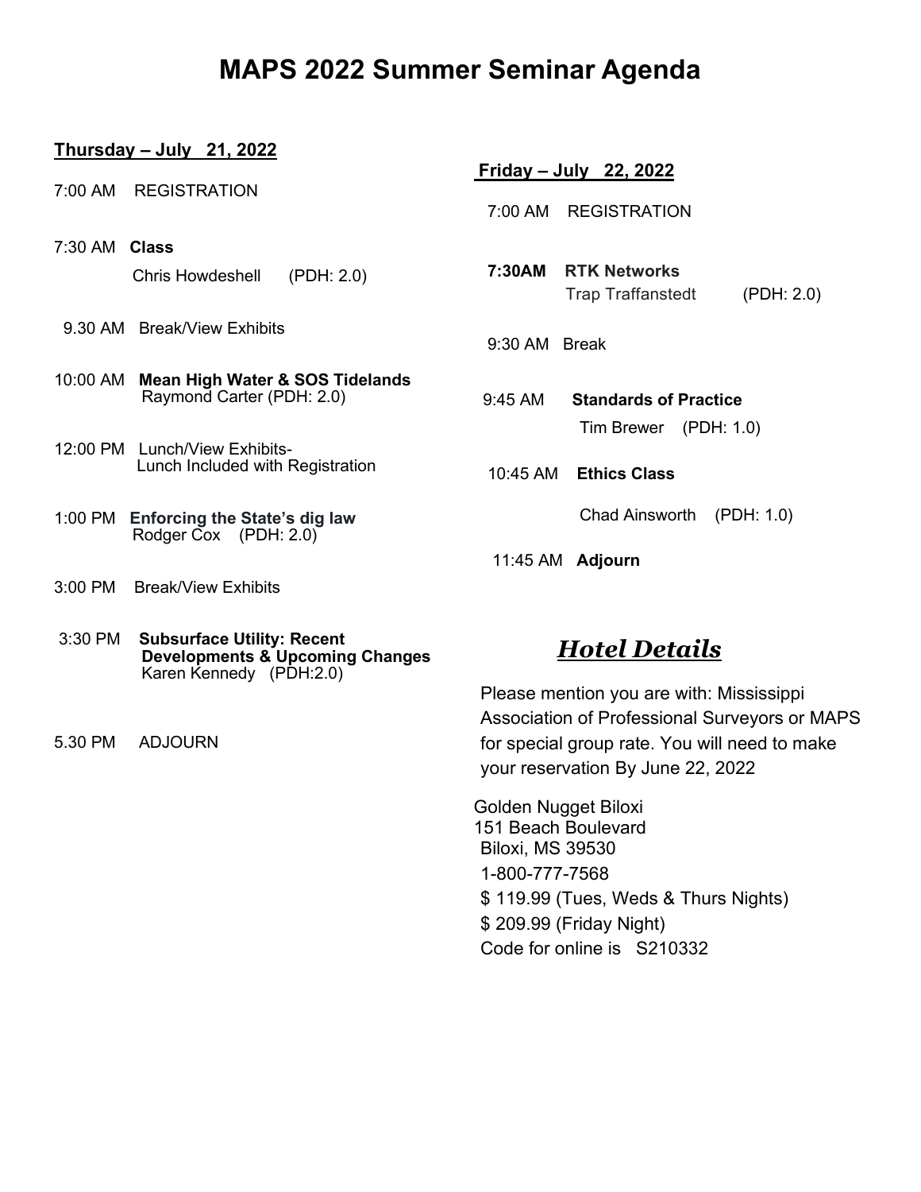# MAPS 2022 Summer Seminar Agenda

## Thursday – July 21, 2022

7:00 AM REGISTRATION

7:30 AM **Class**
Chris Howdeshell (PDH: 2.0)

9.30 AM Break/View Exhibits

10:00 AM **Mean High Water & SOS Tidelands**
Raymond Carter (PDH: 2.0)

12:00 PM Lunch/View Exhibits-
Lunch Included with Registration

1:00 PM **Enforcing the State's dig law**
Rodger Cox (PDH: 2.0)

3:00 PM Break/View Exhibits

3:30 PM **Subsurface Utility: Recent Developments & Upcoming Changes**
Karen Kennedy (PDH:2.0)

5.30 PM ADJOURN

## Friday – July 22, 2022

7:00 AM REGISTRATION

**7:30AM RTK Networks**
Trap Traffanstedt (PDH: 2.0)

9:30 AM Break

9:45 AM **Standards of Practice**
Tim Brewer (PDH: 1.0)

10:45 AM **Ethics Class**
Chad Ainsworth (PDH: 1.0)

11:45 AM **Adjourn**

## ***Hotel Details***

Please mention you are with: Mississippi Association of Professional Surveyors or MAPS for special group rate. You will need to make your reservation By June 22, 2022

Golden Nugget Biloxi
151 Beach Boulevard
Biloxi, MS 39530
1-800-777-7568
$ 119.99 (Tues, Weds & Thurs Nights)
$ 209.99 (Friday Night)
Code for online is S210332